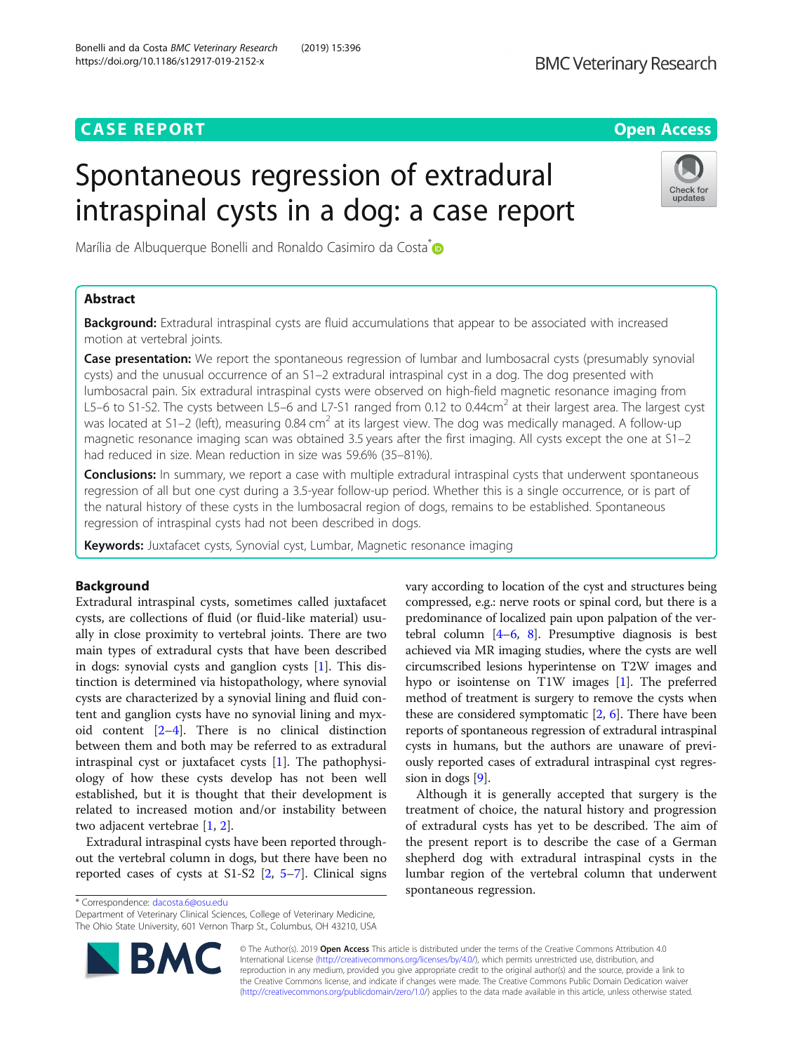CASE REPORT

Open Access

# Spontaneous regression of extradural intraspinal cysts in a dog: a case report

Marília de Albuquerque Bonelli and Ronaldo Casimiro da Costa*

## Abstract

**Background:** Extradural intraspinal cysts are fluid accumulations that appear to be associated with increased motion at vertebral joints.

**Case presentation:** We report the spontaneous regression of lumbar and lumbosacral cysts (presumably synovial cysts) and the unusual occurrence of an S1–2 extradural intraspinal cyst in a dog. The dog presented with lumbosacral pain. Six extradural intraspinal cysts were observed on high-field magnetic resonance imaging from L5–6 to S1-S2. The cysts between L5–6 and L7-S1 ranged from 0.12 to 0.44cm$^2$ at their largest area. The largest cyst was located at S1–2 (left), measuring 0.84 cm$^2$ at its largest view. The dog was medically managed. A follow-up magnetic resonance imaging scan was obtained 3.5 years after the first imaging. All cysts except the one at S1–2 had reduced in size. Mean reduction in size was 59.6% (35–81%).

**Conclusions:** In summary, we report a case with multiple extradural intraspinal cysts that underwent spontaneous regression of all but one cyst during a 3.5-year follow-up period. Whether this is a single occurrence, or is part of the natural history of these cysts in the lumbosacral region of dogs, remains to be established. Spontaneous regression of intraspinal cysts had not been described in dogs.

**Keywords:** Juxtafacet cysts, Synovial cyst, Lumbar, Magnetic resonance imaging

## Background

Extradural intraspinal cysts, sometimes called juxtafacet cysts, are collections of fluid (or fluid-like material) usually in close proximity to vertebral joints. There are two main types of extradural cysts that have been described in dogs: synovial cysts and ganglion cysts [1]. This distinction is determined via histopathology, where synovial cysts are characterized by a synovial lining and fluid content and ganglion cysts have no synovial lining and myxoid content [2–4]. There is no clinical distinction between them and both may be referred to as extradural intraspinal cyst or juxtafacet cysts [1]. The pathophysiology of how these cysts develop has not been well established, but it is thought that their development is related to increased motion and/or instability between two adjacent vertebrae [1, 2].

Extradural intraspinal cysts have been reported throughout the vertebral column in dogs, but there have been no reported cases of cysts at S1-S2 [2, 5–7]. Clinical signs vary according to location of the cyst and structures being compressed, e.g.: nerve roots or spinal cord, but there is a predominance of localized pain upon palpation of the vertebral column [4–6, 8]. Presumptive diagnosis is best achieved via MR imaging studies, where the cysts are well circumscribed lesions hyperintense on T2W images and hypo or isointense on T1W images [1]. The preferred method of treatment is surgery to remove the cysts when these are considered symptomatic [2, 6]. There have been reports of spontaneous regression of extradural intraspinal cysts in humans, but the authors are unaware of previously reported cases of extradural intraspinal cyst regression in dogs [9].

Although it is generally accepted that surgery is the treatment of choice, the natural history and progression of extradural cysts has yet to be described. The aim of the present report is to describe the case of a German shepherd dog with extradural intraspinal cysts in the lumbar region of the vertebral column that underwent spontaneous regression.

* Correspondence: dacosta.6@osu.edu
Department of Veterinary Clinical Sciences, College of Veterinary Medicine, The Ohio State University, 601 Vernon Tharp St., Columbus, OH 43210, USA

© The Author(s). 2019 **Open Access** This article is distributed under the terms of the Creative Commons Attribution 4.0 International License (http://creativecommons.org/licenses/by/4.0/), which permits unrestricted use, distribution, and reproduction in any medium, provided you give appropriate credit to the original author(s) and the source, provide a link to the Creative Commons license, and indicate if changes were made. The Creative Commons Public Domain Dedication waiver (http://creativecommons.org/publicdomain/zero/1.0/) applies to the data made available in this article, unless otherwise stated.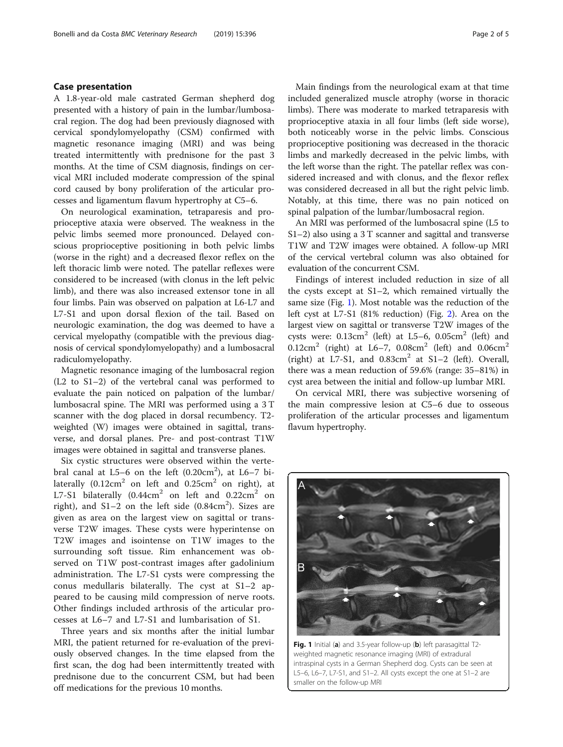## Case presentation

A 1.8-year-old male castrated German shepherd dog presented with a history of pain in the lumbar/lumbosacral region. The dog had been previously diagnosed with cervical spondylomyelopathy (CSM) confirmed with magnetic resonance imaging (MRI) and was being treated intermittently with prednisone for the past 3 months. At the time of CSM diagnosis, findings on cervical MRI included moderate compression of the spinal cord caused by bony proliferation of the articular processes and ligamentum flavum hypertrophy at C5–6.

On neurological examination, tetraparesis and proprioceptive ataxia were observed. The weakness in the pelvic limbs seemed more pronounced. Delayed conscious proprioceptive positioning in both pelvic limbs (worse in the right) and a decreased flexor reflex on the left thoracic limb were noted. The patellar reflexes were considered to be increased (with clonus in the left pelvic limb), and there was also increased extensor tone in all four limbs. Pain was observed on palpation at L6-L7 and L7-S1 and upon dorsal flexion of the tail. Based on neurologic examination, the dog was deemed to have a cervical myelopathy (compatible with the previous diagnosis of cervical spondylomyelopathy) and a lumbosacral radiculomyelopathy.

Magnetic resonance imaging of the lumbosacral region (L2 to S1–2) of the vertebral canal was performed to evaluate the pain noticed on palpation of the lumbar/lumbosacral spine. The MRI was performed using a 3 T scanner with the dog placed in dorsal recumbency. T2-weighted (W) images were obtained in sagittal, transverse, and dorsal planes. Pre- and post-contrast T1W images were obtained in sagittal and transverse planes.

Six cystic structures were observed within the vertebral canal at L5–6 on the left (0.20cm$^2$), at L6–7 bilaterally (0.12cm$^2$ on left and 0.25cm$^2$ on right), at L7-S1 bilaterally (0.44cm$^2$ on left and 0.22cm$^2$ on right), and S1–2 on the left side (0.84cm$^2$). Sizes are given as area on the largest view on sagittal or transverse T2W images. These cysts were hyperintense on T2W images and isointense on T1W images to the surrounding soft tissue. Rim enhancement was observed on T1W post-contrast images after gadolinium administration. The L7-S1 cysts were compressing the conus medullaris bilaterally. The cyst at S1–2 appeared to be causing mild compression of nerve roots. Other findings included arthrosis of the articular processes at L6–7 and L7-S1 and lumbarisation of S1.

Three years and six months after the initial lumbar MRI, the patient returned for re-evaluation of the previously observed changes. In the time elapsed from the first scan, the dog had been intermittently treated with prednisone due to the concurrent CSM, but had been off medications for the previous 10 months.

Main findings from the neurological exam at that time included generalized muscle atrophy (worse in thoracic limbs). There was moderate to marked tetraparesis with proprioceptive ataxia in all four limbs (left side worse), both noticeably worse in the pelvic limbs. Conscious proprioceptive positioning was decreased in the thoracic limbs and markedly decreased in the pelvic limbs, with the left worse than the right. The patellar reflex was considered increased and with clonus, and the flexor reflex was considered decreased in all but the right pelvic limb. Notably, at this time, there was no pain noticed on spinal palpation of the lumbar/lumbosacral region.

An MRI was performed of the lumbosacral spine (L5 to S1–2) also using a 3 T scanner and sagittal and transverse T1W and T2W images were obtained. A follow-up MRI of the cervical vertebral column was also obtained for evaluation of the concurrent CSM.

Findings of interest included reduction in size of all the cysts except at S1–2, which remained virtually the same size (Fig. 1). Most notable was the reduction of the left cyst at L7-S1 (81% reduction) (Fig. 2). Area on the largest view on sagittal or transverse T2W images of the cysts were: 0.13cm$^2$ (left) at L5–6, 0.05cm$^2$ (left) and 0.12cm$^2$ (right) at L6–7, 0.08cm$^2$ (left) and 0.06cm$^2$ (right) at L7-S1, and 0.83cm$^2$ at S1–2 (left). Overall, there was a mean reduction of 59.6% (range: 35–81%) in cyst area between the initial and follow-up lumbar MRI.

On cervical MRI, there was subjective worsening of the main compressive lesion at C5–6 due to osseous proliferation of the articular processes and ligamentum flavum hypertrophy.

**Fig. 1** Initial (**a**) and 3.5-year follow-up (**b**) left parasagittal T2-weighted magnetic resonance imaging (MRI) of extradural intraspinal cysts in a German Shepherd dog. Cysts can be seen at L5–6, L6–7, L7-S1, and S1–2. All cysts except the one at S1–2 are smaller on the follow-up MRI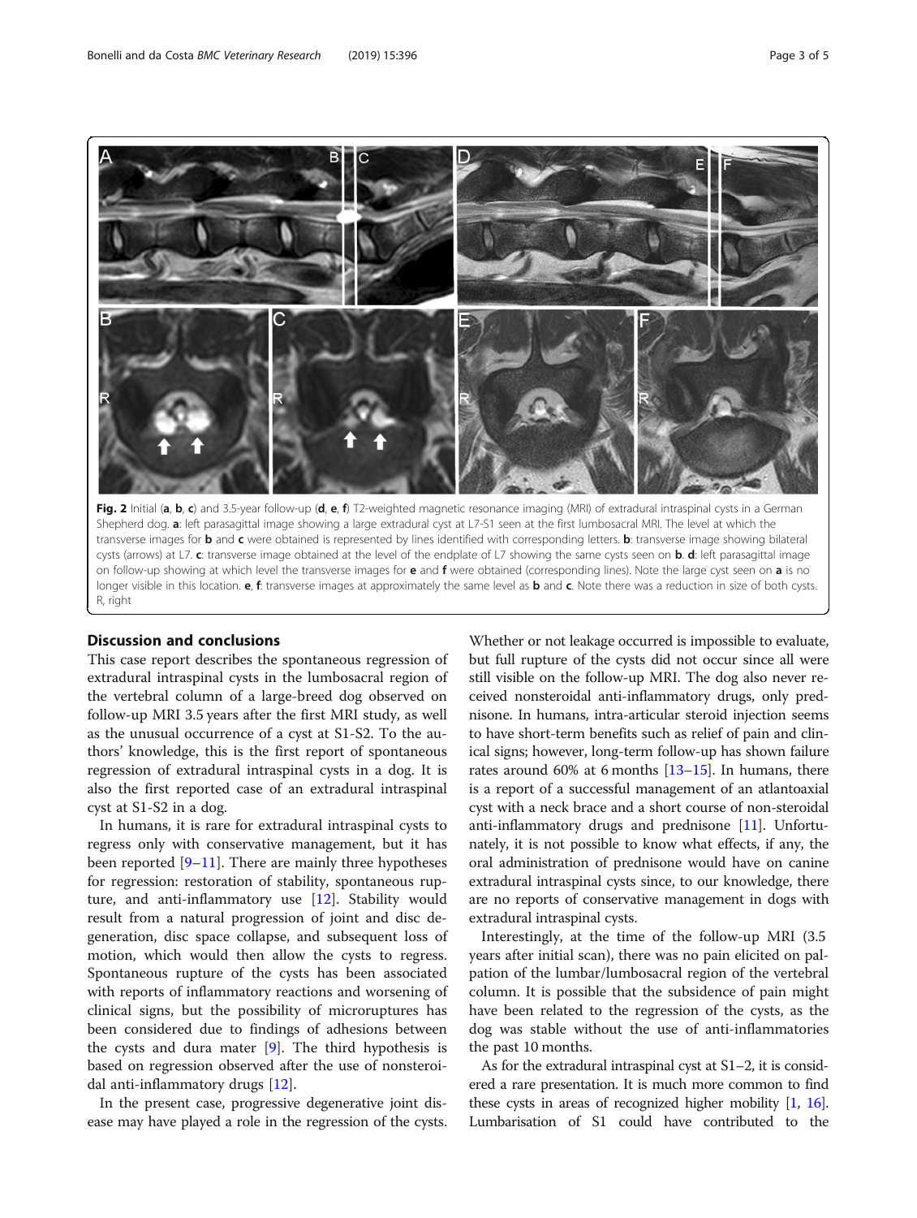**Fig. 2** Initial (**a**, **b**, **c**) and 3.5-year follow-up (**d**, **e**, **f**) T2-weighted magnetic resonance imaging (MRI) of extradural intraspinal cysts in a German Shepherd dog. **a**: left parasagittal image showing a large extradural cyst at L7-S1 seen at the first lumbosacral MRI. The level at which the transverse images for **b** and **c** were obtained is represented by lines identified with corresponding letters. **b**: transverse image showing bilateral cysts (arrows) at L7. **c**: transverse image obtained at the level of the endplate of L7 showing the same cysts seen on **b**. **d**: left parasagittal image on follow-up showing at which level the transverse images for **e** and **f** were obtained (corresponding lines). Note the large cyst seen on **a** is no longer visible in this location. **e**, **f**: transverse images at approximately the same level as **b** and **c**. Note there was a reduction in size of both cysts. R, right

## Discussion and conclusions

This case report describes the spontaneous regression of extradural intraspinal cysts in the lumbosacral region of the vertebral column of a large-breed dog observed on follow-up MRI 3.5 years after the first MRI study, as well as the unusual occurrence of a cyst at S1-S2. To the authors' knowledge, this is the first report of spontaneous regression of extradural intraspinal cysts in a dog. It is also the first reported case of an extradural intraspinal cyst at S1-S2 in a dog.

In humans, it is rare for extradural intraspinal cysts to regress only with conservative management, but it has been reported [9–11]. There are mainly three hypotheses for regression: restoration of stability, spontaneous rupture, and anti-inflammatory use [12]. Stability would result from a natural progression of joint and disc degeneration, disc space collapse, and subsequent loss of motion, which would then allow the cysts to regress. Spontaneous rupture of the cysts has been associated with reports of inflammatory reactions and worsening of clinical signs, but the possibility of microruptures has been considered due to findings of adhesions between the cysts and dura mater [9]. The third hypothesis is based on regression observed after the use of nonsteroidal anti-inflammatory drugs [12].

In the present case, progressive degenerative joint disease may have played a role in the regression of the cysts. Whether or not leakage occurred is impossible to evaluate, but full rupture of the cysts did not occur since all were still visible on the follow-up MRI. The dog also never received nonsteroidal anti-inflammatory drugs, only prednisone. In humans, intra-articular steroid injection seems to have short-term benefits such as relief of pain and clinical signs; however, long-term follow-up has shown failure rates around 60% at 6 months [13–15]. In humans, there is a report of a successful management of an atlantoaxial cyst with a neck brace and a short course of non-steroidal anti-inflammatory drugs and prednisone [11]. Unfortunately, it is not possible to know what effects, if any, the oral administration of prednisone would have on canine extradural intraspinal cysts since, to our knowledge, there are no reports of conservative management in dogs with extradural intraspinal cysts.

Interestingly, at the time of the follow-up MRI (3.5 years after initial scan), there was no pain elicited on palpation of the lumbar/lumbosacral region of the vertebral column. It is possible that the subsidence of pain might have been related to the regression of the cysts, as the dog was stable without the use of anti-inflammatories the past 10 months.

As for the extradural intraspinal cyst at S1–2, it is considered a rare presentation. It is much more common to find these cysts in areas of recognized higher mobility [1, 16]. Lumbarisation of S1 could have contributed to the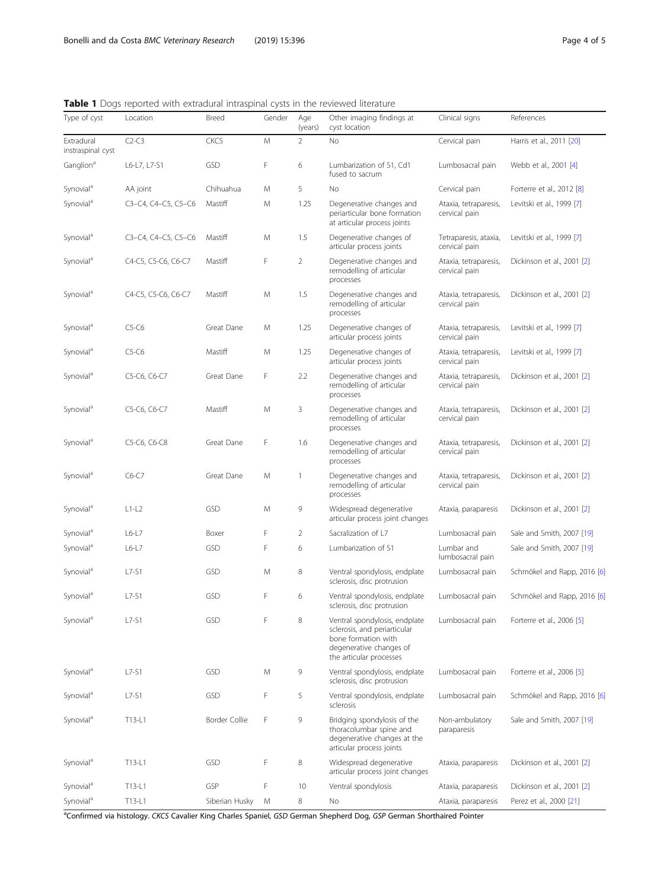**Table 1** Dogs reported with extradural intraspinal cysts in the reviewed literature

| Type of cyst | Location | Breed | Gender | Age (years) | Other imaging findings at cyst location | Clinical signs | References |
|---|---|---|---|---|---|---|---|
| Extradural instraspinal cyst | C2-C3 | CKCS | M | 2 | No | Cervical pain | Harris et al., 2011 [20] |
| Ganglion[a] | L6-L7, L7-S1 | GSD | F | 6 | Lumbarization of S1, Cd1 fused to sacrum | Lumbosacral pain | Webb et al., 2001 [4] |
| Synovial[a] | AA joint | Chihuahua | M | 5 | No | Cervical pain | Forterre et al., 2012 [8] |
| Synovial[a] | C3–C4, C4–C5, C5–C6 | Mastiff | M | 1.25 | Degenerative changes and periarticular bone formation at articular process joints | Ataxia, tetraparesis, cervical pain | Levitski et al., 1999 [7] |
| Synovial[a] | C3–C4, C4–C5, C5–C6 | Mastiff | M | 1.5 | Degenerative changes of articular process joints | Tetraparesis, ataxia, cervical pain | Levitski et al., 1999 [7] |
| Synovial[a] | C4-C5, C5-C6, C6-C7 | Mastiff | F | 2 | Degenerative changes and remodelling of articular processes | Ataxia, tetraparesis, cervical pain | Dickinson et al., 2001 [2] |
| Synovial[a] | C4-C5, C5-C6, C6-C7 | Mastiff | M | 1.5 | Degenerative changes and remodelling of articular processes | Ataxia, tetraparesis, cervical pain | Dickinson et al., 2001 [2] |
| Synovial[a] | C5-C6 | Great Dane | M | 1.25 | Degenerative changes of articular process joints | Ataxia, tetraparesis, cervical pain | Levitski et al., 1999 [7] |
| Synovial[a] | C5-C6 | Mastiff | M | 1.25 | Degenerative changes of articular process joints | Ataxia, tetraparesis, cervical pain | Levitski et al., 1999 [7] |
| Synovial[a] | C5-C6, C6-C7 | Great Dane | F | 2.2 | Degenerative changes and remodelling of articular processes | Ataxia, tetraparesis, cervical pain | Dickinson et al., 2001 [2] |
| Synovial[a] | C5-C6, C6-C7 | Mastiff | M | 3 | Degenerative changes and remodelling of articular processes | Ataxia, tetraparesis, cervical pain | Dickinson et al., 2001 [2] |
| Synovial[a] | C5-C6, C6-C8 | Great Dane | F | 1.6 | Degenerative changes and remodelling of articular processes | Ataxia, tetraparesis, cervical pain | Dickinson et al., 2001 [2] |
| Synovial[a] | C6-C7 | Great Dane | M | 1 | Degenerative changes and remodelling of articular processes | Ataxia, tetraparesis, cervical pain | Dickinson et al., 2001 [2] |
| Synovial[a] | L1-L2 | GSD | M | 9 | Widespread degenerative articular process joint changes | Ataxia, paraparesis | Dickinson et al., 2001 [2] |
| Synovial[a] | L6-L7 | Boxer | F | 2 | Sacralization of L7 | Lumbosacral pain | Sale and Smith, 2007 [19] |
| Synovial[a] | L6-L7 | GSD | F | 6 | Lumbarization of S1 | Lumbar and lumbosacral pain | Sale and Smith, 2007 [19] |
| Synovial[a] | L7-S1 | GSD | M | 8 | Ventral spondylosis, endplate sclerosis, disc protrusion | Lumbosacral pain | Schmökel and Rapp, 2016 [6] |
| Synovial[a] | L7-S1 | GSD | F | 6 | Ventral spondylosis, endplate sclerosis, disc protrusion | Lumbosacral pain | Schmökel and Rapp, 2016 [6] |
| Synovial[a] | L7-S1 | GSD | F | 8 | Ventral spondylosis, endplate sclerosis, and periarticular bone formation with degenerative changes of the articular processes | Lumbosacral pain | Forterre et al., 2006 [5] |
| Synovial[a] | L7-S1 | GSD | M | 9 | Ventral spondylosis, endplate sclerosis, disc protrusion | Lumbosacral pain | Forterre et al., 2006 [5] |
| Synovial[a] | L7-S1 | GSD | F | 5 | Ventral spondylosis, endplate sclerosis | Lumbosacral pain | Schmökel and Rapp, 2016 [6] |
| Synovial[a] | T13-L1 | Border Collie | F | 9 | Bridging spondylosis of the thoracolumbar spine and degenerative changes at the articular process joints | Non-ambulatory paraparesis | Sale and Smith, 2007 [19] |
| Synovial[a] | T13-L1 | GSD | F | 8 | Widespread degenerative articular process joint changes | Ataxia, paraparesis | Dickinson et al., 2001 [2] |
| Synovial[a] | T13-L1 | GSP | F | 10 | Ventral spondylosis | Ataxia, paraparesis | Dickinson et al., 2001 [2] |
| Synovial[a] | T13-L1 | Siberian Husky | M | 8 | No | Ataxia, paraparesis | Perez et al., 2000 [21] |

[a]Confirmed via histology. *CKCS* Cavalier King Charles Spaniel, *GSD* German Shepherd Dog, *GSP* German Shorthaired Pointer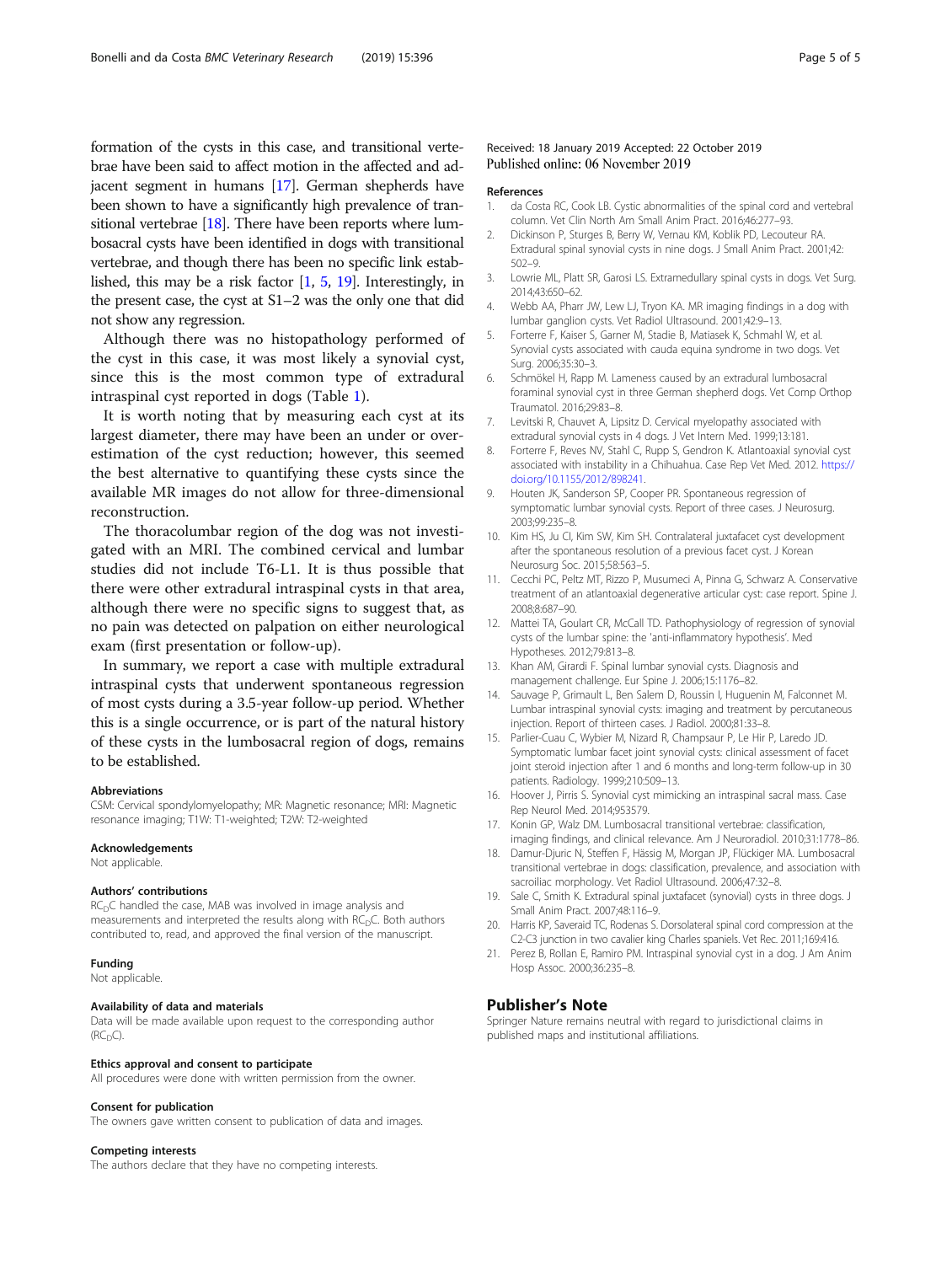formation of the cysts in this case, and transitional vertebrae have been said to affect motion in the affected and adjacent segment in humans [17]. German shepherds have been shown to have a significantly high prevalence of transitional vertebrae [18]. There have been reports where lumbosacral cysts have been identified in dogs with transitional vertebrae, and though there has been no specific link established, this may be a risk factor [1, 5, 19]. Interestingly, in the present case, the cyst at S1–2 was the only one that did not show any regression.

Although there was no histopathology performed of the cyst in this case, it was most likely a synovial cyst, since this is the most common type of extradural intraspinal cyst reported in dogs (Table 1).

It is worth noting that by measuring each cyst at its largest diameter, there may have been an under or overestimation of the cyst reduction; however, this seemed the best alternative to quantifying these cysts since the available MR images do not allow for three-dimensional reconstruction.

The thoracolumbar region of the dog was not investigated with an MRI. The combined cervical and lumbar studies did not include T6-L1. It is thus possible that there were other extradural intraspinal cysts in that area, although there were no specific signs to suggest that, as no pain was detected on palpation on either neurological exam (first presentation or follow-up).

In summary, we report a case with multiple extradural intraspinal cysts that underwent spontaneous regression of most cysts during a 3.5-year follow-up period. Whether this is a single occurrence, or is part of the natural history of these cysts in the lumbosacral region of dogs, remains to be established.

### Abbreviations

CSM: Cervical spondylomyelopathy; MR: Magnetic resonance; MRI: Magnetic resonance imaging; T1W: T1-weighted; T2W: T2-weighted

### Acknowledgements

Not applicable.

### Authors' contributions

$RC_DC$ handled the case, MAB was involved in image analysis and measurements and interpreted the results along with $RC_DC$. Both authors contributed to, read, and approved the final version of the manuscript.

### Funding

Not applicable.

### Availability of data and materials

Data will be made available upon request to the corresponding author ($RC_DC$).

### Ethics approval and consent to participate

All procedures were done with written permission from the owner.

### Consent for publication

The owners gave written consent to publication of data and images.

### Competing interests

The authors declare that they have no competing interests.

Received: 18 January 2019 Accepted: 22 October 2019
Published online: 06 November 2019

### References

1. da Costa RC, Cook LB. Cystic abnormalities of the spinal cord and vertebral column. Vet Clin North Am Small Anim Pract. 2016;46:277–93.
2. Dickinson P, Sturges B, Berry W, Vernau KM, Koblik PD, Lecouteur RA. Extradural spinal synovial cysts in nine dogs. J Small Anim Pract. 2001;42:502–9.
3. Lowrie ML, Platt SR, Garosi LS. Extramedullary spinal cysts in dogs. Vet Surg. 2014;43:650–62.
4. Webb AA, Pharr JW, Lew LJ, Tryon KA. MR imaging findings in a dog with lumbar ganglion cysts. Vet Radiol Ultrasound. 2001;42:9–13.
5. Forterre F, Kaiser S, Garner M, Stadie B, Matiasek K, Schmahl W, et al. Synovial cysts associated with cauda equina syndrome in two dogs. Vet Surg. 2006;35:30–3.
6. Schmökel H, Rapp M. Lameness caused by an extradural lumbosacral foraminal synovial cyst in three German shepherd dogs. Vet Comp Orthop Traumatol. 2016;29:83–8.
7. Levitski R, Chauvet A, Lipsitz D. Cervical myelopathy associated with extradural synovial cysts in 4 dogs. J Vet Intern Med. 1999;13:181.
8. Forterre F, Reves NV, Stahl C, Rupp S, Gendron K. Atlantoaxial synovial cyst associated with instability in a Chihuahua. Case Rep Vet Med. 2012. https://doi.org/10.1155/2012/898241.
9. Houten JK, Sanderson SP, Cooper PR. Spontaneous regression of symptomatic lumbar synovial cysts. Report of three cases. J Neurosurg. 2003;99:235–8.
10. Kim HS, Ju CI, Kim SW, Kim SH. Contralateral juxtafacet cyst development after the spontaneous resolution of a previous facet cyst. J Korean Neurosurg Soc. 2015;58:563–5.
11. Cecchi PC, Peltz MT, Rizzo P, Musumeci A, Pinna G, Schwarz A. Conservative treatment of an atlantoaxial degenerative articular cyst: case report. Spine J. 2008;8:687–90.
12. Mattei TA, Goulart CR, McCall TD. Pathophysiology of regression of synovial cysts of the lumbar spine: the 'anti-inflammatory hypothesis'. Med Hypotheses. 2012;79:813–8.
13. Khan AM, Girardi F. Spinal lumbar synovial cysts. Diagnosis and management challenge. Eur Spine J. 2006;15:1176–82.
14. Sauvage P, Grimault L, Ben Salem D, Roussin I, Huguenin M, Falconnet M. Lumbar intraspinal synovial cysts: imaging and treatment by percutaneous injection. Report of thirteen cases. J Radiol. 2000;81:33–8.
15. Parlier-Cuau C, Wybier M, Nizard R, Champsaur P, Le Hir P, Laredo JD. Symptomatic lumbar facet joint synovial cysts: clinical assessment of facet joint steroid injection after 1 and 6 months and long-term follow-up in 30 patients. Radiology. 1999;210:509–13.
16. Hoover J, Pirris S. Synovial cyst mimicking an intraspinal sacral mass. Case Rep Neurol Med. 2014;953579.
17. Konin GP, Walz DM. Lumbosacral transitional vertebrae: classification, imaging findings, and clinical relevance. Am J Neuroradiol. 2010;31:1778–86.
18. Damur-Djuric N, Steffen F, Hässig M, Morgan JP, Flückiger MA. Lumbosacral transitional vertebrae in dogs: classification, prevalence, and association with sacroiliac morphology. Vet Radiol Ultrasound. 2006;47:32–8.
19. Sale C, Smith K. Extradural spinal juxtafacet (synovial) cysts in three dogs. J Small Anim Pract. 2007;48:116–9.
20. Harris KP, Saveraid TC, Rodenas S. Dorsolateral spinal cord compression at the C2-C3 junction in two cavalier king Charles spaniels. Vet Rec. 2011;169:416.
21. Perez B, Rollan E, Ramiro PM. Intraspinal synovial cyst in a dog. J Am Anim Hosp Assoc. 2000;36:235–8.

## Publisher's Note

Springer Nature remains neutral with regard to jurisdictional claims in published maps and institutional affiliations.